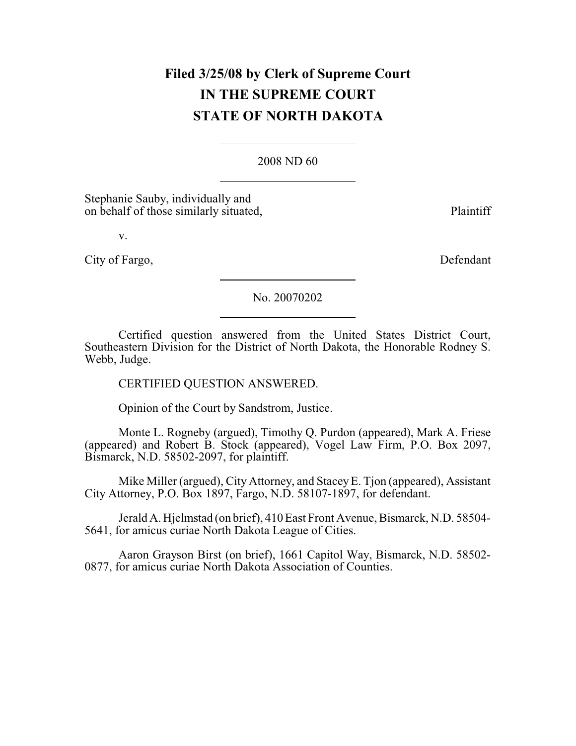**Filed 3/25/08 by Clerk of Supreme Court**
**IN THE SUPREME COURT**
**STATE OF NORTH DAKOTA**

---

2008 ND 60

---

Stephanie Sauby, individually and on behalf of those similarly situated, Plaintiff

v.

City of Fargo, Defendant

---

No. 20070202

---

Certified question answered from the United States District Court, Southeastern Division for the District of North Dakota, the Honorable Rodney S. Webb, Judge.

CERTIFIED QUESTION ANSWERED.

Opinion of the Court by Sandstrom, Justice.

Monte L. Rogneby (argued), Timothy Q. Purdon (appeared), Mark A. Friese (appeared) and Robert B. Stock (appeared), Vogel Law Firm, P.O. Box 2097, Bismarck, N.D. 58502-2097, for plaintiff.

Mike Miller (argued), City Attorney, and Stacey E. Tjon (appeared), Assistant City Attorney, P.O. Box 1897, Fargo, N.D. 58107-1897, for defendant.

Jerald A. Hjelmstad (on brief), 410 East Front Avenue, Bismarck, N.D. 58504-5641, for amicus curiae North Dakota League of Cities.

Aaron Grayson Birst (on brief), 1661 Capitol Way, Bismarck, N.D. 58502-0877, for amicus curiae North Dakota Association of Counties.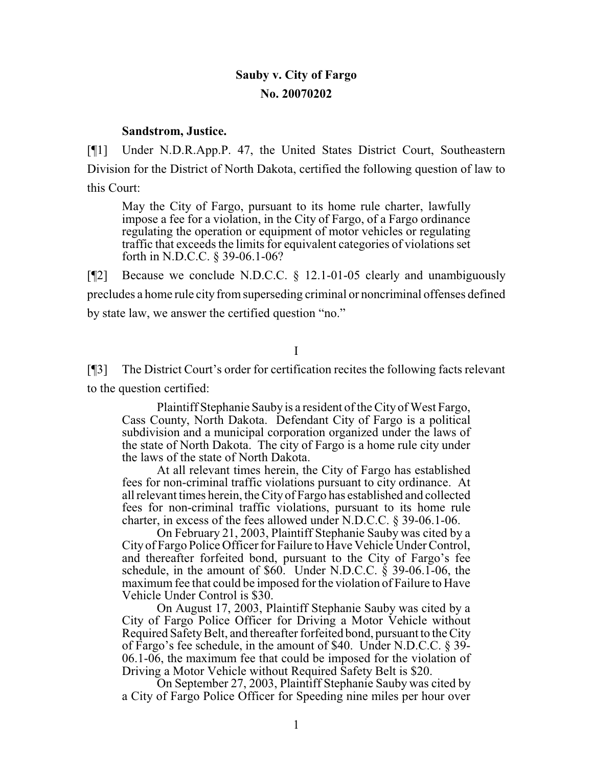**Sauby v. City of Fargo**
**No. 20070202**

**Sandstrom, Justice.**

[¶1] Under N.D.R.App.P. 47, the United States District Court, Southeastern Division for the District of North Dakota, certified the following question of law to this Court:

> May the City of Fargo, pursuant to its home rule charter, lawfully impose a fee for a violation, in the City of Fargo, of a Fargo ordinance regulating the operation or equipment of motor vehicles or regulating traffic that exceeds the limits for equivalent categories of violations set forth in N.D.C.C. § 39-06.1-06?

[¶2] Because we conclude N.D.C.C. § 12.1-01-05 clearly and unambiguously precludes a home rule city from superseding criminal or noncriminal offenses defined by state law, we answer the certified question "no."

## I

[¶3] The District Court's order for certification recites the following facts relevant to the question certified:

> Plaintiff Stephanie Sauby is a resident of the City of West Fargo, Cass County, North Dakota. Defendant City of Fargo is a political subdivision and a municipal corporation organized under the laws of the state of North Dakota. The city of Fargo is a home rule city under the laws of the state of North Dakota.
>
> At all relevant times herein, the City of Fargo has established fees for non-criminal traffic violations pursuant to city ordinance. At all relevant times herein, the City of Fargo has established and collected fees for non-criminal traffic violations, pursuant to its home rule charter, in excess of the fees allowed under N.D.C.C. § 39-06.1-06.
>
> On February 21, 2003, Plaintiff Stephanie Sauby was cited by a City of Fargo Police Officer for Failure to Have Vehicle Under Control, and thereafter forfeited bond, pursuant to the City of Fargo's fee schedule, in the amount of $60. Under N.D.C.C. § 39-06.1-06, the maximum fee that could be imposed for the violation of Failure to Have Vehicle Under Control is $30.
>
> On August 17, 2003, Plaintiff Stephanie Sauby was cited by a City of Fargo Police Officer for Driving a Motor Vehicle without Required Safety Belt, and thereafter forfeited bond, pursuant to the City of Fargo's fee schedule, in the amount of $40. Under N.D.C.C. § 39-06.1-06, the maximum fee that could be imposed for the violation of Driving a Motor Vehicle without Required Safety Belt is $20.
>
> On September 27, 2003, Plaintiff Stephanie Sauby was cited by a City of Fargo Police Officer for Speeding nine miles per hour over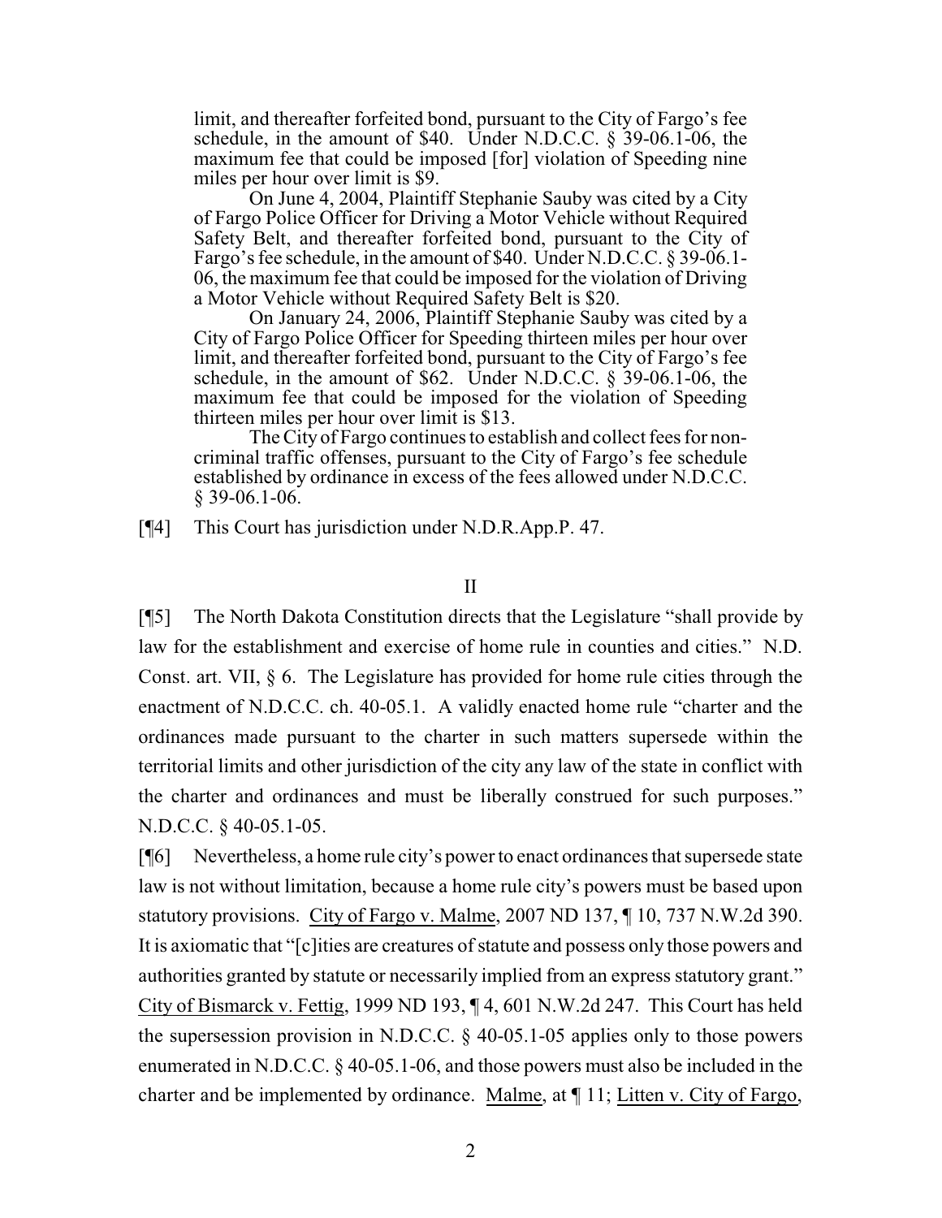limit, and thereafter forfeited bond, pursuant to the City of Fargo's fee schedule, in the amount of $40. Under N.D.C.C. § 39-06.1-06, the maximum fee that could be imposed [for] violation of Speeding nine miles per hour over limit is $9.

> On June 4, 2004, Plaintiff Stephanie Sauby was cited by a City of Fargo Police Officer for Driving a Motor Vehicle without Required Safety Belt, and thereafter forfeited bond, pursuant to the City of Fargo's fee schedule, in the amount of $40. Under N.D.C.C. § 39-06.1-06, the maximum fee that could be imposed for the violation of Driving a Motor Vehicle without Required Safety Belt is $20.
>
> On January 24, 2006, Plaintiff Stephanie Sauby was cited by a City of Fargo Police Officer for Speeding thirteen miles per hour over limit, and thereafter forfeited bond, pursuant to the City of Fargo's fee schedule, in the amount of $62. Under N.D.C.C. § 39-06.1-06, the maximum fee that could be imposed for the violation of Speeding thirteen miles per hour over limit is $13.
>
> The City of Fargo continues to establish and collect fees for non-criminal traffic offenses, pursuant to the City of Fargo's fee schedule established by ordinance in excess of the fees allowed under N.D.C.C. § 39-06.1-06.

[¶4] This Court has jurisdiction under N.D.R.App.P. 47.

## II

[¶5] The North Dakota Constitution directs that the Legislature "shall provide by law for the establishment and exercise of home rule in counties and cities." N.D. Const. art. VII, § 6. The Legislature has provided for home rule cities through the enactment of N.D.C.C. ch. 40-05.1. A validly enacted home rule "charter and the ordinances made pursuant to the charter in such matters supersede within the territorial limits and other jurisdiction of the city any law of the state in conflict with the charter and ordinances and must be liberally construed for such purposes." N.D.C.C. § 40-05.1-05.

[¶6] Nevertheless, a home rule city's power to enact ordinances that supersede state law is not without limitation, because a home rule city's powers must be based upon statutory provisions. City of Fargo v. Malme, 2007 ND 137, ¶ 10, 737 N.W.2d 390. It is axiomatic that "[c]ities are creatures of statute and possess only those powers and authorities granted by statute or necessarily implied from an express statutory grant." City of Bismarck v. Fettig, 1999 ND 193, ¶ 4, 601 N.W.2d 247. This Court has held the supersession provision in N.D.C.C. § 40-05.1-05 applies only to those powers enumerated in N.D.C.C. § 40-05.1-06, and those powers must also be included in the charter and be implemented by ordinance. Malme, at ¶ 11; Litten v. City of Fargo,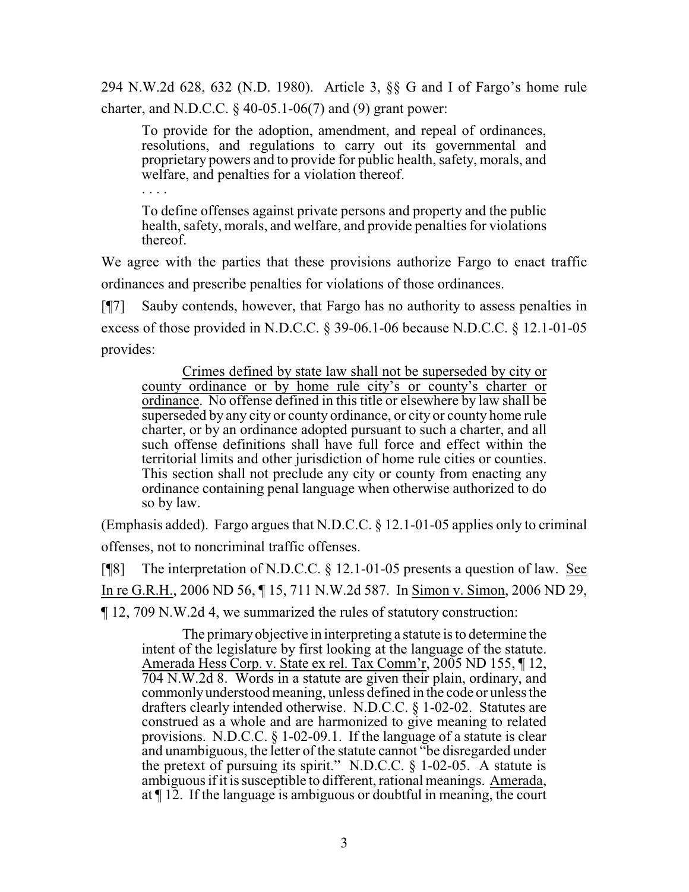294 N.W.2d 628, 632 (N.D. 1980). Article 3, §§ G and I of Fargo's home rule charter, and N.D.C.C. § 40-05.1-06(7) and (9) grant power:

> To provide for the adoption, amendment, and repeal of ordinances, resolutions, and regulations to carry out its governmental and proprietary powers and to provide for public health, safety, morals, and welfare, and penalties for a violation thereof.
>
> . . . .
>
> To define offenses against private persons and property and the public health, safety, morals, and welfare, and provide penalties for violations thereof.

We agree with the parties that these provisions authorize Fargo to enact traffic ordinances and prescribe penalties for violations of those ordinances.

[¶7] Sauby contends, however, that Fargo has no authority to assess penalties in excess of those provided in N.D.C.C. § 39-06.1-06 because N.D.C.C. § 12.1-01-05 provides:

> <u>Crimes defined by state law shall not be superseded by city or county ordinance or by home rule city's or county's charter or ordinance</u>. No offense defined in this title or elsewhere by law shall be superseded by any city or county ordinance, or city or county home rule charter, or by an ordinance adopted pursuant to such a charter, and all such offense definitions shall have full force and effect within the territorial limits and other jurisdiction of home rule cities or counties. This section shall not preclude any city or county from enacting any ordinance containing penal language when otherwise authorized to do so by law.

(Emphasis added). Fargo argues that N.D.C.C. § 12.1-01-05 applies only to criminal offenses, not to noncriminal traffic offenses.

[¶8] The interpretation of N.D.C.C. § 12.1-01-05 presents a question of law. <u>See</u> <u>In re G.R.H.</u>, 2006 ND 56, ¶ 15, 711 N.W.2d 587. In <u>Simon v. Simon</u>, 2006 ND 29, ¶ 12, 709 N.W.2d 4, we summarized the rules of statutory construction:

> The primary objective in interpreting a statute is to determine the intent of the legislature by first looking at the language of the statute. <u>Amerada Hess Corp. v. State ex rel. Tax Comm'r</u>, 2005 ND 155, ¶ 12, 704 N.W.2d 8. Words in a statute are given their plain, ordinary, and commonly understood meaning, unless defined in the code or unless the drafters clearly intended otherwise. N.D.C.C. § 1-02-02. Statutes are construed as a whole and are harmonized to give meaning to related provisions. N.D.C.C. § 1-02-09.1. If the language of a statute is clear and unambiguous, the letter of the statute cannot "be disregarded under the pretext of pursuing its spirit." N.D.C.C. § 1-02-05. A statute is ambiguous if it is susceptible to different, rational meanings. <u>Amerada</u>, at ¶ 12. If the language is ambiguous or doubtful in meaning, the court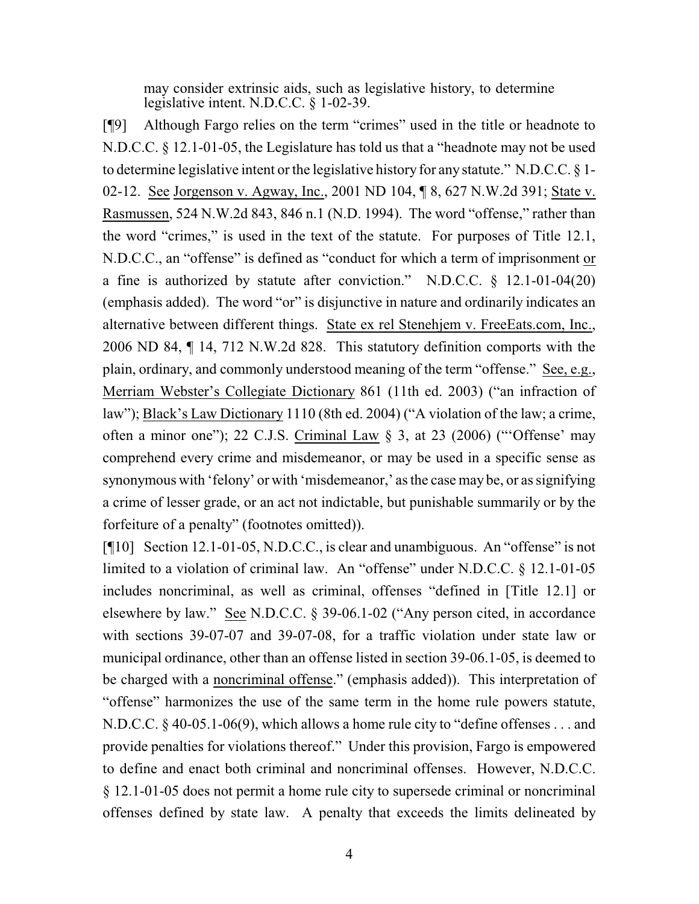may consider extrinsic aids, such as legislative history, to determine legislative intent. N.D.C.C. § 1-02-39.

[¶9] Although Fargo relies on the term "crimes" used in the title or headnote to N.D.C.C. § 12.1-01-05, the Legislature has told us that a "headnote may not be used to determine legislative intent or the legislative history for any statute." N.D.C.C. § 1-02-12. See Jorgenson v. Agway, Inc., 2001 ND 104, ¶ 8, 627 N.W.2d 391; State v. Rasmussen, 524 N.W.2d 843, 846 n.1 (N.D. 1994). The word "offense," rather than the word "crimes," is used in the text of the statute. For purposes of Title 12.1, N.D.C.C., an "offense" is defined as "conduct for which a term of imprisonment or a fine is authorized by statute after conviction." N.D.C.C. § 12.1-01-04(20) (emphasis added). The word "or" is disjunctive in nature and ordinarily indicates an alternative between different things. State ex rel Stenehjem v. FreeEats.com, Inc., 2006 ND 84, ¶ 14, 712 N.W.2d 828. This statutory definition comports with the plain, ordinary, and commonly understood meaning of the term "offense." See, e.g., Merriam Webster's Collegiate Dictionary 861 (11th ed. 2003) ("an infraction of law"); Black's Law Dictionary 1110 (8th ed. 2004) ("A violation of the law; a crime, often a minor one"); 22 C.J.S. Criminal Law § 3, at 23 (2006) ("'Offense' may comprehend every crime and misdemeanor, or may be used in a specific sense as synonymous with 'felony' or with 'misdemeanor,' as the case may be, or as signifying a crime of lesser grade, or an act not indictable, but punishable summarily or by the forfeiture of a penalty" (footnotes omitted)).

[¶10] Section 12.1-01-05, N.D.C.C., is clear and unambiguous. An "offense" is not limited to a violation of criminal law. An "offense" under N.D.C.C. § 12.1-01-05 includes noncriminal, as well as criminal, offenses "defined in [Title 12.1] or elsewhere by law." See N.D.C.C. § 39-06.1-02 ("Any person cited, in accordance with sections 39-07-07 and 39-07-08, for a traffic violation under state law or municipal ordinance, other than an offense listed in section 39-06.1-05, is deemed to be charged with a noncriminal offense." (emphasis added)). This interpretation of "offense" harmonizes the use of the same term in the home rule powers statute, N.D.C.C. § 40-05.1-06(9), which allows a home rule city to "define offenses . . . and provide penalties for violations thereof." Under this provision, Fargo is empowered to define and enact both criminal and noncriminal offenses. However, N.D.C.C. § 12.1-01-05 does not permit a home rule city to supersede criminal or noncriminal offenses defined by state law. A penalty that exceeds the limits delineated by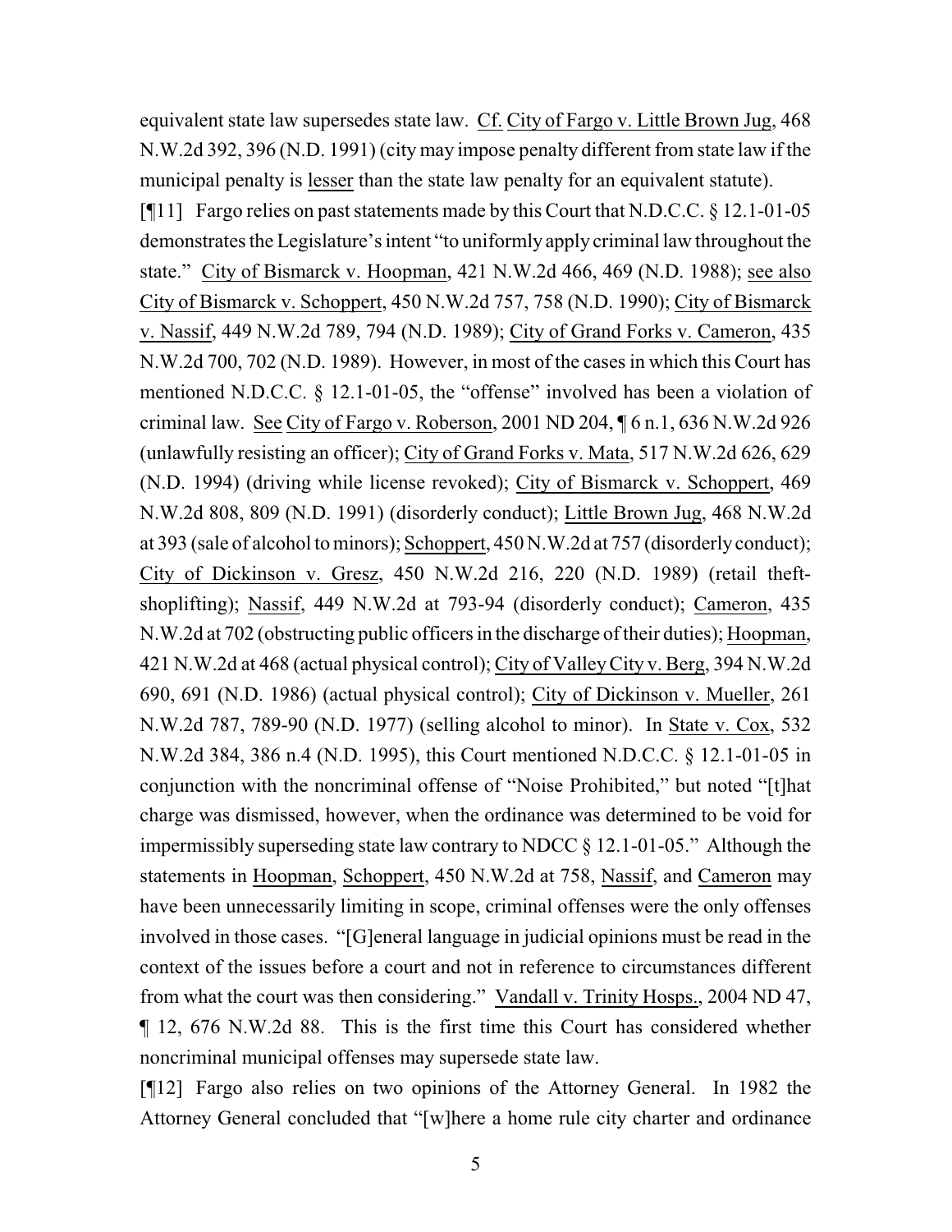equivalent state law supersedes state law. Cf. City of Fargo v. Little Brown Jug, 468 N.W.2d 392, 396 (N.D. 1991) (city may impose penalty different from state law if the municipal penalty is lesser than the state law penalty for an equivalent statute).

[¶11] Fargo relies on past statements made by this Court that N.D.C.C. § 12.1-01-05 demonstrates the Legislature's intent "to uniformly apply criminal law throughout the state." City of Bismarck v. Hoopman, 421 N.W.2d 466, 469 (N.D. 1988); see also City of Bismarck v. Schoppert, 450 N.W.2d 757, 758 (N.D. 1990); City of Bismarck v. Nassif, 449 N.W.2d 789, 794 (N.D. 1989); City of Grand Forks v. Cameron, 435 N.W.2d 700, 702 (N.D. 1989). However, in most of the cases in which this Court has mentioned N.D.C.C. § 12.1-01-05, the "offense" involved has been a violation of criminal law. See City of Fargo v. Roberson, 2001 ND 204, ¶ 6 n.1, 636 N.W.2d 926 (unlawfully resisting an officer); City of Grand Forks v. Mata, 517 N.W.2d 626, 629 (N.D. 1994) (driving while license revoked); City of Bismarck v. Schoppert, 469 N.W.2d 808, 809 (N.D. 1991) (disorderly conduct); Little Brown Jug, 468 N.W.2d at 393 (sale of alcohol to minors); Schoppert, 450 N.W.2d at 757 (disorderly conduct); City of Dickinson v. Gresz, 450 N.W.2d 216, 220 (N.D. 1989) (retail theft-shoplifting); Nassif, 449 N.W.2d at 793-94 (disorderly conduct); Cameron, 435 N.W.2d at 702 (obstructing public officers in the discharge of their duties); Hoopman, 421 N.W.2d at 468 (actual physical control); City of Valley City v. Berg, 394 N.W.2d 690, 691 (N.D. 1986) (actual physical control); City of Dickinson v. Mueller, 261 N.W.2d 787, 789-90 (N.D. 1977) (selling alcohol to minor). In State v. Cox, 532 N.W.2d 384, 386 n.4 (N.D. 1995), this Court mentioned N.D.C.C. § 12.1-01-05 in conjunction with the noncriminal offense of "Noise Prohibited," but noted "[t]hat charge was dismissed, however, when the ordinance was determined to be void for impermissibly superseding state law contrary to NDCC § 12.1-01-05." Although the statements in Hoopman, Schoppert, 450 N.W.2d at 758, Nassif, and Cameron may have been unnecessarily limiting in scope, criminal offenses were the only offenses involved in those cases. "[G]eneral language in judicial opinions must be read in the context of the issues before a court and not in reference to circumstances different from what the court was then considering." Vandall v. Trinity Hosps., 2004 ND 47, ¶ 12, 676 N.W.2d 88. This is the first time this Court has considered whether noncriminal municipal offenses may supersede state law.

[¶12] Fargo also relies on two opinions of the Attorney General. In 1982 the Attorney General concluded that "[w]here a home rule city charter and ordinance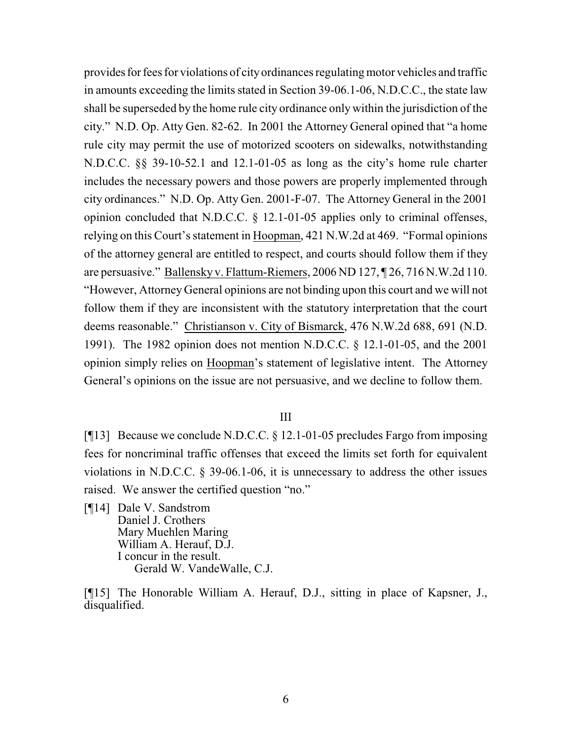provides for fees for violations of city ordinances regulating motor vehicles and traffic in amounts exceeding the limits stated in Section 39-06.1-06, N.D.C.C., the state law shall be superseded by the home rule city ordinance only within the jurisdiction of the city." N.D. Op. Atty Gen. 82-62. In 2001 the Attorney General opined that "a home rule city may permit the use of motorized scooters on sidewalks, notwithstanding N.D.C.C. §§ 39-10-52.1 and 12.1-01-05 as long as the city's home rule charter includes the necessary powers and those powers are properly implemented through city ordinances." N.D. Op. Atty Gen. 2001-F-07. The Attorney General in the 2001 opinion concluded that N.D.C.C. § 12.1-01-05 applies only to criminal offenses, relying on this Court's statement in Hoopman, 421 N.W.2d at 469. "Formal opinions of the attorney general are entitled to respect, and courts should follow them if they are persuasive." Ballensky v. Flattum-Riemers, 2006 ND 127, ¶ 26, 716 N.W.2d 110. "However, Attorney General opinions are not binding upon this court and we will not follow them if they are inconsistent with the statutory interpretation that the court deems reasonable." Christianson v. City of Bismarck, 476 N.W.2d 688, 691 (N.D. 1991). The 1982 opinion does not mention N.D.C.C. § 12.1-01-05, and the 2001 opinion simply relies on Hoopman's statement of legislative intent. The Attorney General's opinions on the issue are not persuasive, and we decline to follow them.

## III

[¶13] Because we conclude N.D.C.C. § 12.1-01-05 precludes Fargo from imposing fees for noncriminal traffic offenses that exceed the limits set forth for equivalent violations in N.D.C.C. § 39-06.1-06, it is unnecessary to address the other issues raised. We answer the certified question "no."

[¶14] Dale V. Sandstrom
Daniel J. Crothers
Mary Muehlen Maring
William A. Herauf, D.J.
I concur in the result.
Gerald W. VandeWalle, C.J.

[¶15] The Honorable William A. Herauf, D.J., sitting in place of Kapsner, J., disqualified.